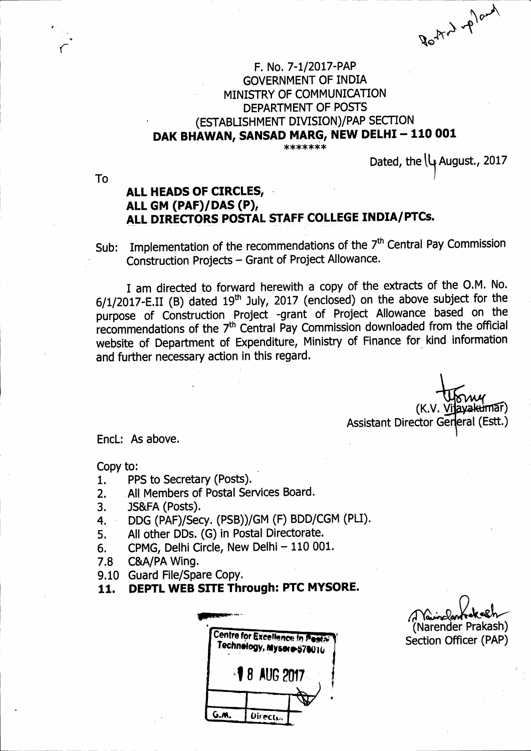Posted upload

F. No. 7-1/2017-PAP
GOVERNMENT OF INDIA
MINISTRY OF COMMUNICATION
DEPARTMENT OF POSTS
(ESTABLISHMENT DIVISION)/PAP SECTION
**DAK BHAWAN, SANSAD MARG, NEW DELHI – 110 001**
\*\*\*\*\*\*\*

Dated, the 14 August., 2017

To

**ALL HEADS OF CIRCLES,**
**ALL GM (PAF)/DAS (P),**
**ALL DIRECTORS POSTAL STAFF COLLEGE INDIA/PTCs.**

Sub: Implementation of the recommendations of the 7th Central Pay Commission Construction Projects – Grant of Project Allowance.

I am directed to forward herewith a copy of the extracts of the O.M. No. 6/1/2017-E.II (B) dated 19th July, 2017 (enclosed) on the above subject for the purpose of Construction Project -grant of Project Allowance based on the recommendations of the 7th Central Pay Commission downloaded from the official website of Department of Expenditure, Ministry of Finance for kind information and further necessary action in this regard.

(K.V. Vijayakumar)
Assistant Director General (Estt.)

EncL: As above.

Copy to:

1. PPS to Secretary (Posts).
2. All Members of Postal Services Board.
3. JS&FA (Posts).
4. DDG (PAF)/Secy. (PSB))/GM (F) BDD/CGM (PLI).
5. All other DDs. (G) in Postal Directorate.
6. CPMG, Delhi Circle, New Delhi – 110 001.

7.8 C&A/PA Wing.

9.10 Guard File/Spare Copy.

**11. DEPTL WEB SITE Through: PTC MYSORE.**

Centre for Excellence in Postal Technology, Mysore-570010
18 AUG 2017
G.M. | Directs..

(Narender Prakash)
Section Officer (PAP)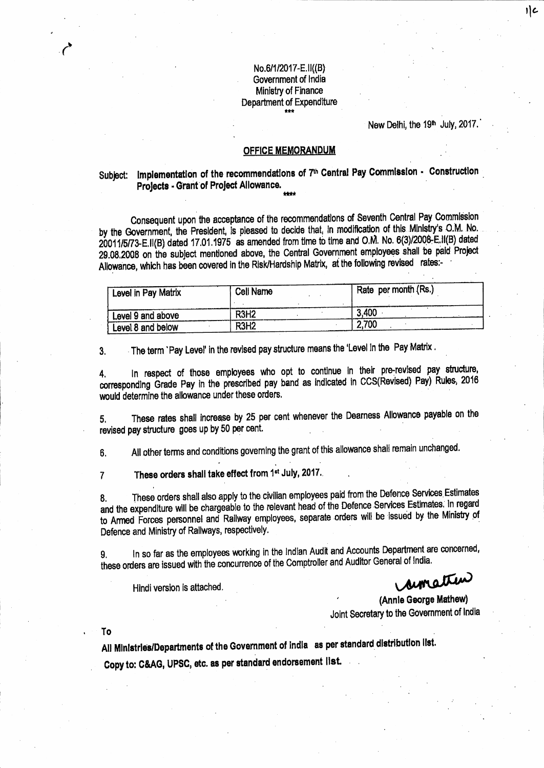No.6/1/2017-E.II((B)
Government of India
Ministry of Finance
Department of Expenditure
\*\*\*

New Delhi, the 19th July, 2017.

## OFFICE MEMORANDUM

**Subject: Implementation of the recommendations of 7th Central Pay Commission - Construction Projects - Grant of Project Allowance.**

\*\*\*\*

Consequent upon the acceptance of the recommendations of Seventh Central Pay Commission by the Government, the President, is pleased to decide that, in modification of this Ministry's O.M. No. 20011/5/73-E.II(B) dated 17.01.1975 as amended from time to time and O.M. No. 6(3)/2008-E.II(B) dated 29.08.2008 on the subject mentioned above, the Central Government employees shall be paid Project Allowance, which has been covered in the Risk/Hardship Matrix, at the following revised rates:-

| Level in Pay Matrix | Cell Name | Rate per month (Rs.) |
|---|---|---|
| Level 9 and above | R3H2 | 3,400 |
| Level 8 and below | R3H2 | 2,700 |

3. The term 'Pay Level' in the revised pay structure means the 'Level in the Pay Matrix.

4. In respect of those employees who opt to continue in their pre-revised pay structure, corresponding Grade Pay in the prescribed pay band as indicated in CCS(Revised) Pay) Rules, 2016 would determine the allowance under these orders.

5. These rates shall increase by 25 per cent whenever the Dearness Allowance payable on the revised pay structure goes up by 50 per cent.

6. All other terms and conditions governing the grant of this allowance shall remain unchanged.

7 **These orders shall take effect from 1st July, 2017.**

8. These orders shall also apply to the civilian employees paid from the Defence Services Estimates and the expenditure will be chargeable to the relevant head of the Defence Services Estimates. In regard to Armed Forces personnel and Railway employees, separate orders will be issued by the Ministry of Defence and Ministry of Railways, respectively.

9. In so far as the employees working in the Indian Audit and Accounts Department are concerned, these orders are issued with the concurrence of the Comptroller and Auditor General of India.

Hindi version is attached.

**(Annie George Mathew)**
Joint Secretary to the Government of India

**To**

**All Ministries/Departments of the Government of India as per standard distribution list.**

**Copy to: C&AG, UPSC, etc. as per standard endorsement list.**